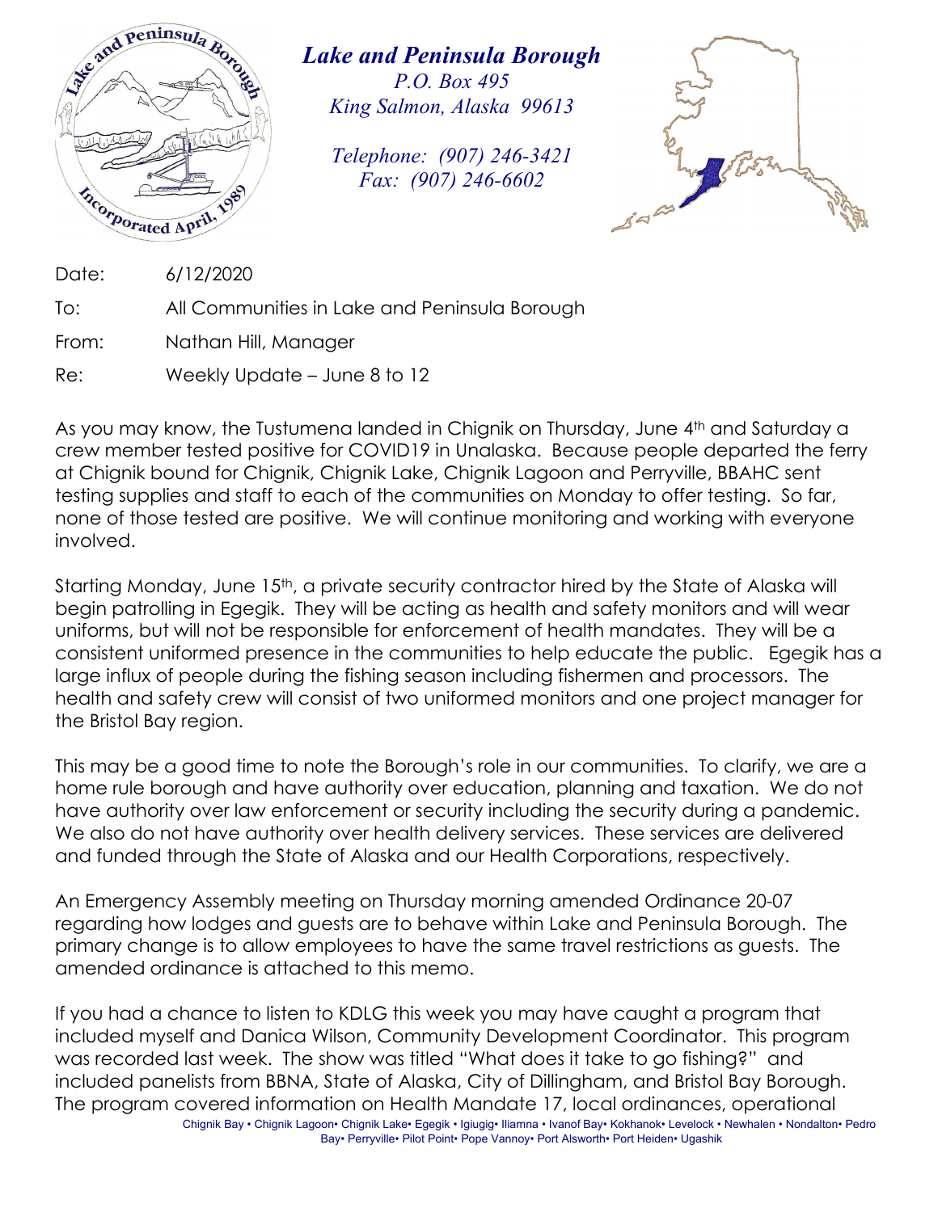# Lake and Peninsula Borough

*P.O. Box 495*
*King Salmon, Alaska 99613*

*Telephone: (907) 246-3421*
*Fax: (907) 246-6602*

Date: 6/12/2020

To: All Communities in Lake and Peninsula Borough

From: Nathan Hill, Manager

Re: Weekly Update – June 8 to 12

As you may know, the Tustumena landed in Chignik on Thursday, June 4th and Saturday a crew member tested positive for COVID19 in Unalaska. Because people departed the ferry at Chignik bound for Chignik, Chignik Lake, Chignik Lagoon and Perryville, BBAHC sent testing supplies and staff to each of the communities on Monday to offer testing. So far, none of those tested are positive. We will continue monitoring and working with everyone involved.

Starting Monday, June 15th, a private security contractor hired by the State of Alaska will begin patrolling in Egegik. They will be acting as health and safety monitors and will wear uniforms, but will not be responsible for enforcement of health mandates. They will be a consistent uniformed presence in the communities to help educate the public. Egegik has a large influx of people during the fishing season including fishermen and processors. The health and safety crew will consist of two uniformed monitors and one project manager for the Bristol Bay region.

This may be a good time to note the Borough's role in our communities. To clarify, we are a home rule borough and have authority over education, planning and taxation. We do not have authority over law enforcement or security including the security during a pandemic. We also do not have authority over health delivery services. These services are delivered and funded through the State of Alaska and our Health Corporations, respectively.

An Emergency Assembly meeting on Thursday morning amended Ordinance 20-07 regarding how lodges and guests are to behave within Lake and Peninsula Borough. The primary change is to allow employees to have the same travel restrictions as guests. The amended ordinance is attached to this memo.

If you had a chance to listen to KDLG this week you may have caught a program that included myself and Danica Wilson, Community Development Coordinator. This program was recorded last week. The show was titled "What does it take to go fishing?" and included panelists from BBNA, State of Alaska, City of Dillingham, and Bristol Bay Borough. The program covered information on Health Mandate 17, local ordinances, operational

Chignik Bay • Chignik Lagoon• Chignik Lake• Egegik • Igiugig• Iliamna • Ivanof Bay• Kokhanok• Levelock • Newhalen • Nondalton• Pedro Bay• Perryville• Pilot Point• Pope Vannoy• Port Alsworth• Port Heiden• Ugashik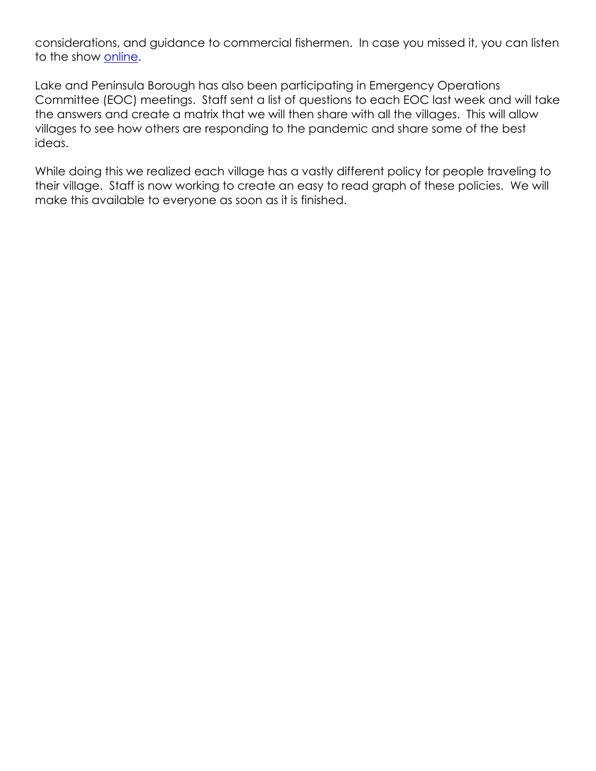considerations, and guidance to commercial fishermen. In case you missed it, you can listen to the show online.

Lake and Peninsula Borough has also been participating in Emergency Operations Committee (EOC) meetings. Staff sent a list of questions to each EOC last week and will take the answers and create a matrix that we will then share with all the villages. This will allow villages to see how others are responding to the pandemic and share some of the best ideas.

While doing this we realized each village has a vastly different policy for people traveling to their village. Staff is now working to create an easy to read graph of these policies. We will make this available to everyone as soon as it is finished.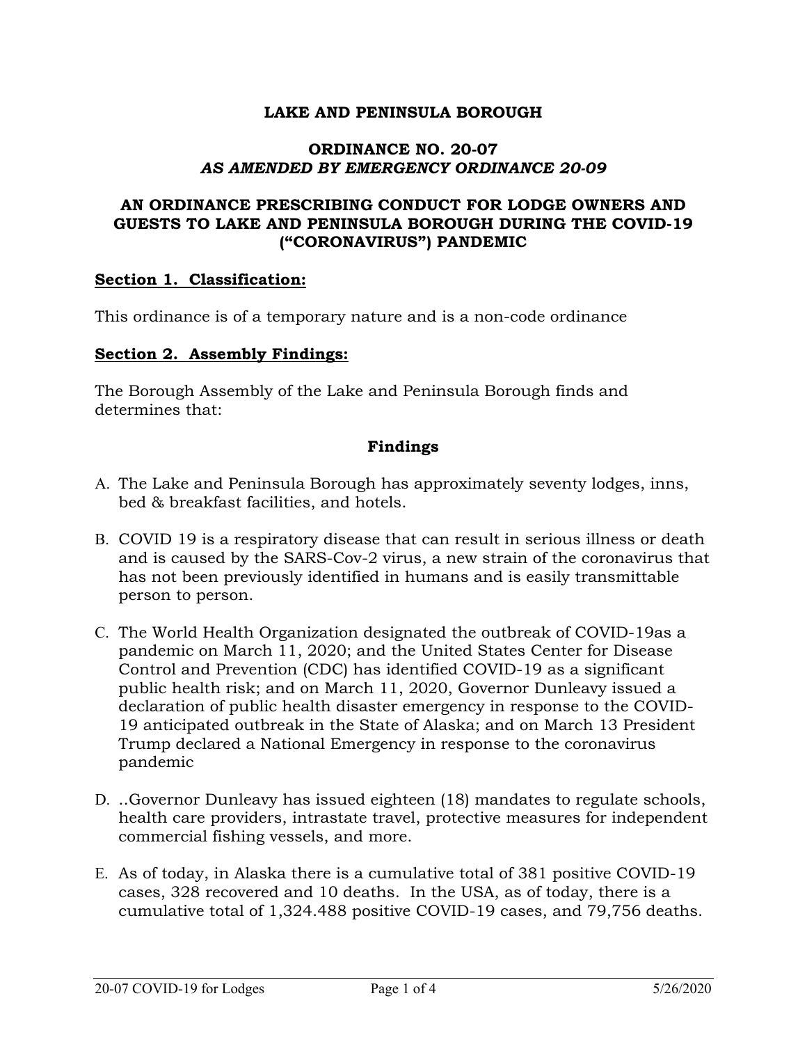# LAKE AND PENINSULA BOROUGH

## ORDINANCE NO. 20-07
### *AS AMENDED BY EMERGENCY ORDINANCE 20-09*

## AN ORDINANCE PRESCRIBING CONDUCT FOR LODGE OWNERS AND GUESTS TO LAKE AND PENINSULA BOROUGH DURING THE COVID-19 ("CORONAVIRUS") PANDEMIC

**Section 1. Classification:**

This ordinance is of a temporary nature and is a non-code ordinance

**Section 2. Assembly Findings:**

The Borough Assembly of the Lake and Peninsula Borough finds and determines that:

**Findings**

A. The Lake and Peninsula Borough has approximately seventy lodges, inns, bed & breakfast facilities, and hotels.

B. COVID 19 is a respiratory disease that can result in serious illness or death and is caused by the SARS-Cov-2 virus, a new strain of the coronavirus that has not been previously identified in humans and is easily transmittable person to person.

C. The World Health Organization designated the outbreak of COVID-19as a pandemic on March 11, 2020; and the United States Center for Disease Control and Prevention (CDC) has identified COVID-19 as a significant public health risk; and on March 11, 2020, Governor Dunleavy issued a declaration of public health disaster emergency in response to the COVID-19 anticipated outbreak in the State of Alaska; and on March 13 President Trump declared a National Emergency in response to the coronavirus pandemic

D. ..Governor Dunleavy has issued eighteen (18) mandates to regulate schools, health care providers, intrastate travel, protective measures for independent commercial fishing vessels, and more.

E. As of today, in Alaska there is a cumulative total of 381 positive COVID-19 cases, 328 recovered and 10 deaths. In the USA, as of today, there is a cumulative total of 1,324.488 positive COVID-19 cases, and 79,756 deaths.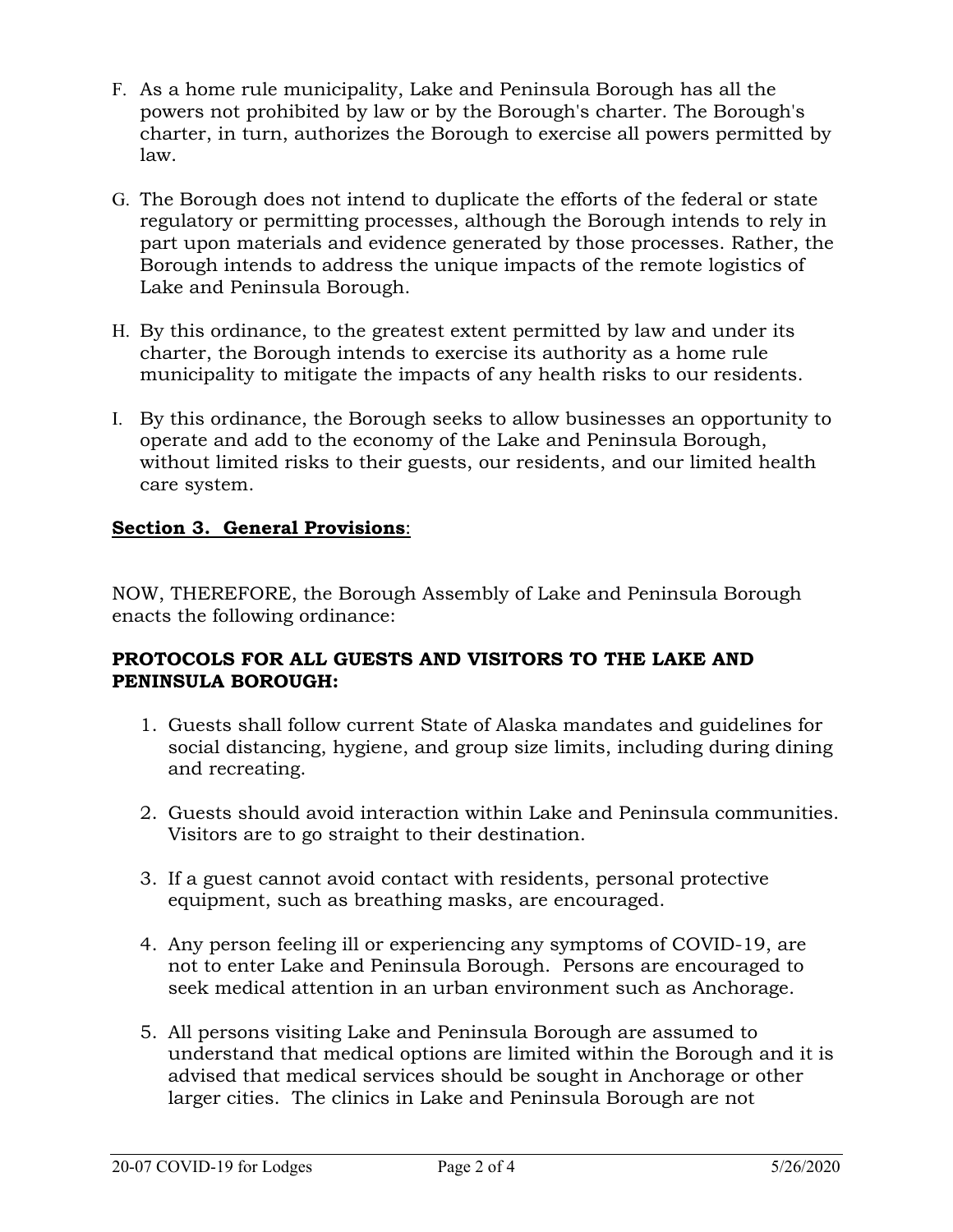F. As a home rule municipality, Lake and Peninsula Borough has all the powers not prohibited by law or by the Borough's charter. The Borough's charter, in turn, authorizes the Borough to exercise all powers permitted by law.

G. The Borough does not intend to duplicate the efforts of the federal or state regulatory or permitting processes, although the Borough intends to rely in part upon materials and evidence generated by those processes. Rather, the Borough intends to address the unique impacts of the remote logistics of Lake and Peninsula Borough.

H. By this ordinance, to the greatest extent permitted by law and under its charter, the Borough intends to exercise its authority as a home rule municipality to mitigate the impacts of any health risks to our residents.

I. By this ordinance, the Borough seeks to allow businesses an opportunity to operate and add to the economy of the Lake and Peninsula Borough, without limited risks to their guests, our residents, and our limited health care system.

**Section 3. General Provisions**:

NOW, THEREFORE, the Borough Assembly of Lake and Peninsula Borough enacts the following ordinance:

**PROTOCOLS FOR ALL GUESTS AND VISITORS TO THE LAKE AND PENINSULA BOROUGH:**

1. Guests shall follow current State of Alaska mandates and guidelines for social distancing, hygiene, and group size limits, including during dining and recreating.
2. Guests should avoid interaction within Lake and Peninsula communities. Visitors are to go straight to their destination.
3. If a guest cannot avoid contact with residents, personal protective equipment, such as breathing masks, are encouraged.
4. Any person feeling ill or experiencing any symptoms of COVID-19, are not to enter Lake and Peninsula Borough. Persons are encouraged to seek medical attention in an urban environment such as Anchorage.
5. All persons visiting Lake and Peninsula Borough are assumed to understand that medical options are limited within the Borough and it is advised that medical services should be sought in Anchorage or other larger cities. The clinics in Lake and Peninsula Borough are not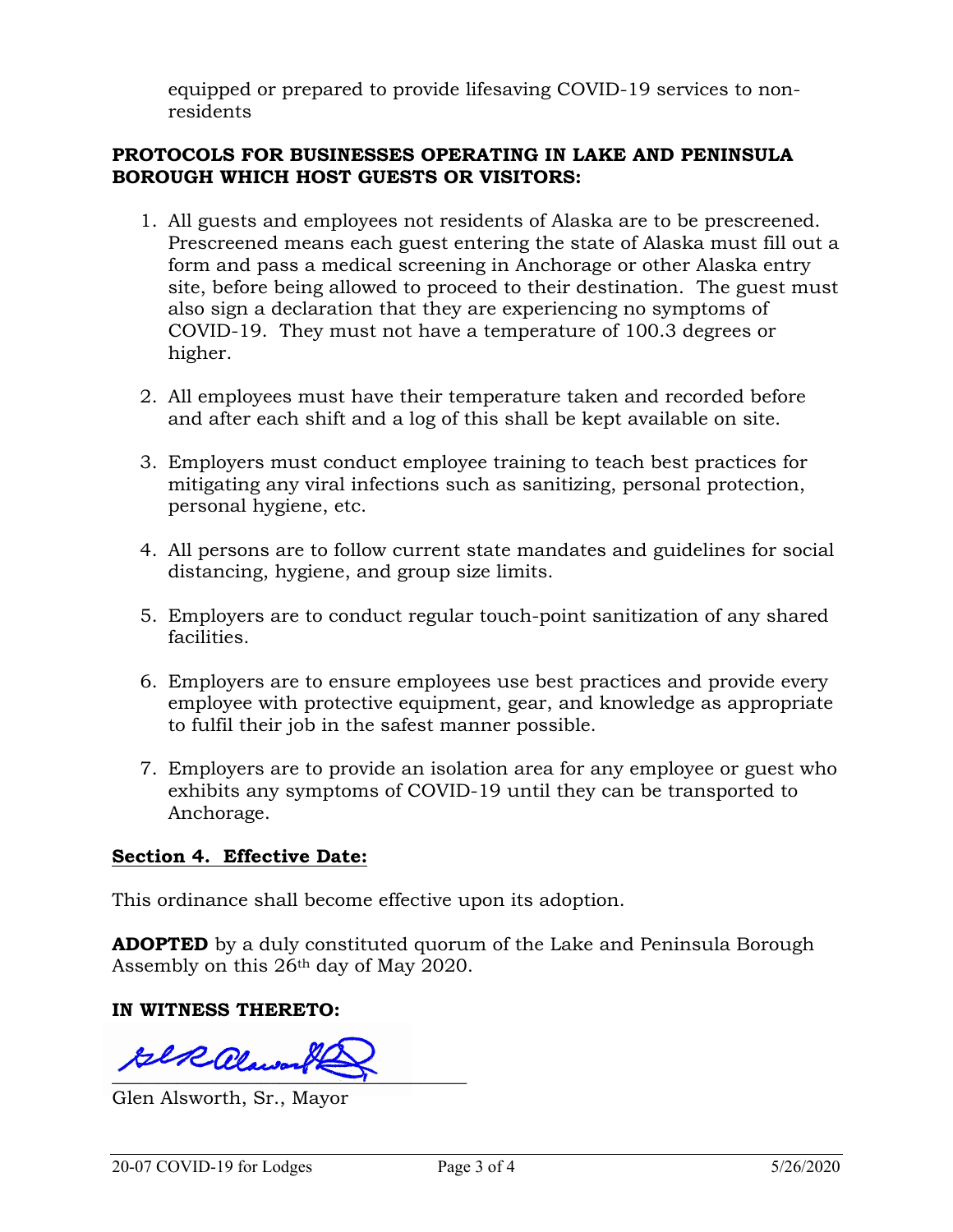equipped or prepared to provide lifesaving COVID-19 services to non-residents

**PROTOCOLS FOR BUSINESSES OPERATING IN LAKE AND PENINSULA BOROUGH WHICH HOST GUESTS OR VISITORS:**

1. All guests and employees not residents of Alaska are to be prescreened. Prescreened means each guest entering the state of Alaska must fill out a form and pass a medical screening in Anchorage or other Alaska entry site, before being allowed to proceed to their destination. The guest must also sign a declaration that they are experiencing no symptoms of COVID-19. They must not have a temperature of 100.3 degrees or higher.

2. All employees must have their temperature taken and recorded before and after each shift and a log of this shall be kept available on site.

3. Employers must conduct employee training to teach best practices for mitigating any viral infections such as sanitizing, personal protection, personal hygiene, etc.

4. All persons are to follow current state mandates and guidelines for social distancing, hygiene, and group size limits.

5. Employers are to conduct regular touch-point sanitization of any shared facilities.

6. Employers are to ensure employees use best practices and provide every employee with protective equipment, gear, and knowledge as appropriate to fulfil their job in the safest manner possible.

7. Employers are to provide an isolation area for any employee or guest who exhibits any symptoms of COVID-19 until they can be transported to Anchorage.

<u>**Section 4. Effective Date:**</u>

This ordinance shall become effective upon its adoption.

**ADOPTED** by a duly constituted quorum of the Lake and Peninsula Borough Assembly on this 26th day of May 2020.

**IN WITNESS THERETO:**

\_\_\_\_\_\_\_\_\_\_\_\_\_\_\_\_\_\_\_\_\_\_\_\_\_\_\_\_\_\_\_\_\_\_\_

Glen Alsworth, Sr., Mayor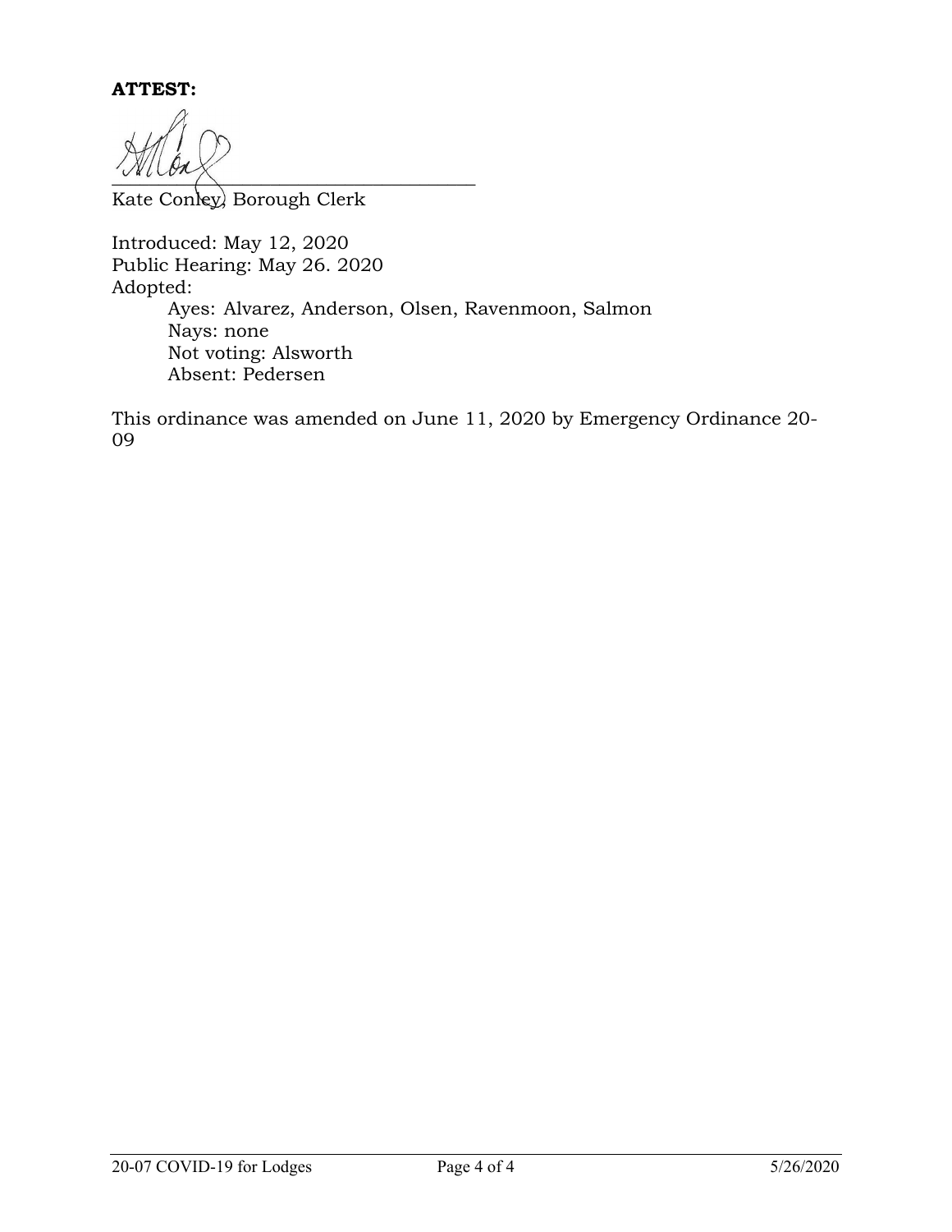**ATTEST:**

\_\_\_\_\_\_\_\_\_\_\_\_\_\_\_\_\_\_\_\_\_\_\_\_\_\_\_\_\_\_\_\_\_\_\_\_\_\_\_

Kate Conley, Borough Clerk

Introduced: May 12, 2020
Public Hearing: May 26. 2020
Adopted:

Ayes: Alvarez, Anderson, Olsen, Ravenmoon, Salmon
Nays: none
Not voting: Alsworth
Absent: Pedersen

This ordinance was amended on June 11, 2020 by Emergency Ordinance 20-09